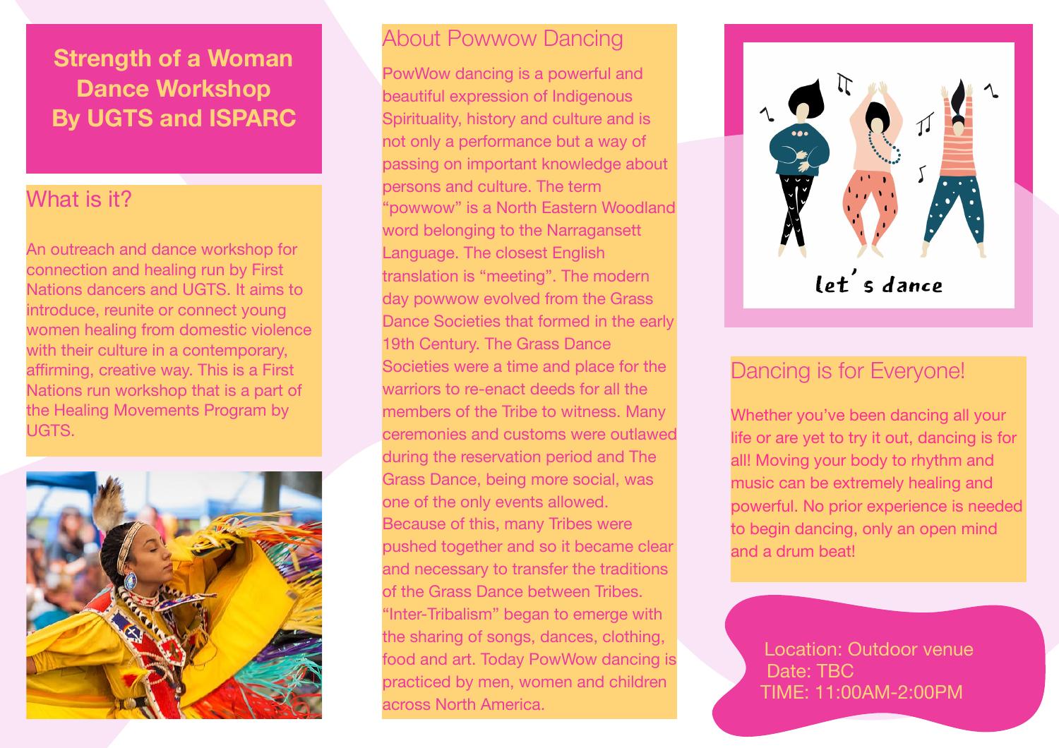# Strength of a Woman Dance Workshop By UGTS and ISPARC

## What is it?

An outreach and dance workshop for connection and healing run by First Nations dancers and UGTS. It aims to introduce, reunite or connect young women healing from domestic violence with their culture in a contemporary, affirming, creative way. This is a First Nations run workshop that is a part of the Healing Movements Program by UGTS.

## About Powwow Dancing

PowWow dancing is a powerful and beautiful expression of Indigenous Spirituality, history and culture and is not only a performance but a way of passing on important knowledge about persons and culture. The term "powwow" is a North Eastern Woodland word belonging to the Narragansett Language. The closest English translation is "meeting". The modern day powwow evolved from the Grass Dance Societies that formed in the early 19th Century. The Grass Dance Societies were a time and place for the warriors to re-enact deeds for all the members of the Tribe to witness. Many ceremonies and customs were outlawed during the reservation period and The Grass Dance, being more social, was one of the only events allowed. Because of this, many Tribes were pushed together and so it became clear and necessary to transfer the traditions of the Grass Dance between Tribes. "Inter-Tribalism" began to emerge with the sharing of songs, dances, clothing, food and art. Today PowWow dancing is practiced by men, women and children across North America.

let's dance

## Dancing is for Everyone!

Whether you've been dancing all your life or are yet to try it out, dancing is for all! Moving your body to rhythm and music can be extremely healing and powerful. No prior experience is needed to begin dancing, only an open mind and a drum beat!

Location: Outdoor venue
Date: TBC
TIME: 11:00AM-2:00PM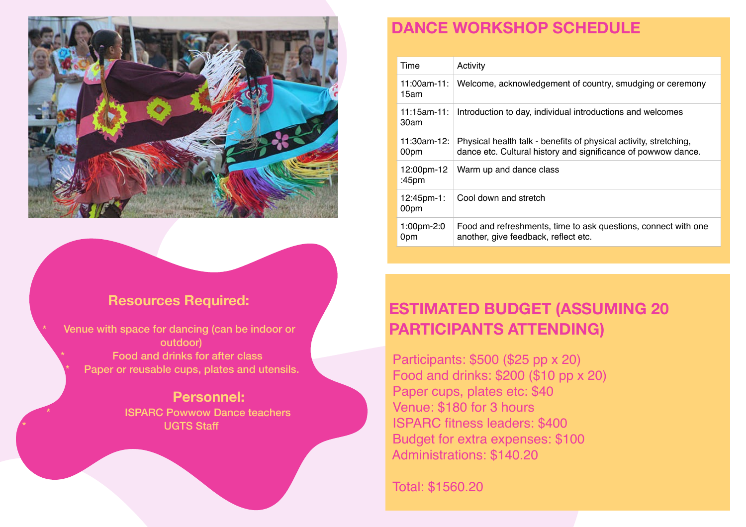## DANCE WORKSHOP SCHEDULE

| Time | Activity |
|---|---|
| 11:00am-11:15am | Welcome, acknowledgement of country, smudging or ceremony |
| 11:15am-11:30am | Introduction to day, individual introductions and welcomes |
| 11:30am-12:00pm | Physical health talk - benefits of physical activity, stretching, dance etc. Cultural history and significance of powwow dance. |
| 12:00pm-12:45pm | Warm up and dance class |
| 12:45pm-1:00pm | Cool down and stretch |
| 1:00pm-2:00pm | Food and refreshments, time to ask questions, connect with one another, give feedback, reflect etc. |

### Resources Required:

* Venue with space for dancing (can be indoor or outdoor)
* Food and drinks for after class
* Paper or reusable cups, plates and utensils.

### Personnel:

* ISPARC Powwow Dance teachers
* UGTS Staff

## ESTIMATED BUDGET (ASSUMING 20 PARTICIPANTS ATTENDING)

Participants: $500 ($25 pp x 20)
Food and drinks: $200 ($10 pp x 20)
Paper cups, plates etc: $40
Venue: $180 for 3 hours
ISPARC fitness leaders: $400
Budget for extra expenses: $100
Administrations: $140.20

Total: $1560.20